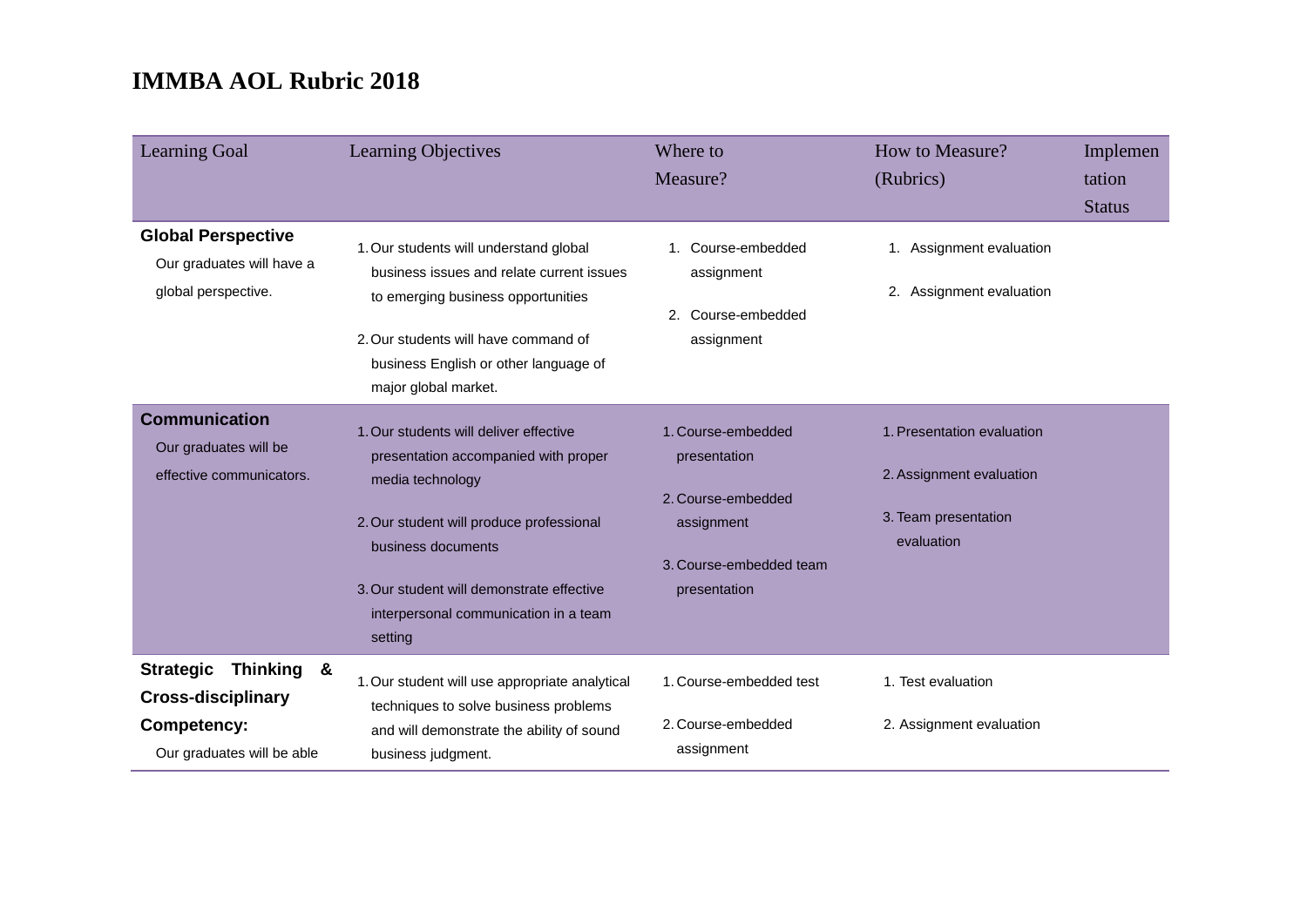# IMMBA AOL Rubric 2018

| Learning Goal | Learning Objectives | Where to Measure? | How to Measure? (Rubrics) | Implementation Status |
|---|---|---|---|---|
| **Global Perspective** Our graduates will have a global perspective. | 1. Our students will understand global business issues and relate current issues to emerging business opportunities<br>2. Our students will have command of business English or other language of major global market. | 1. Course-embedded assignment<br>2. Course-embedded assignment | 1. Assignment evaluation<br>2. Assignment evaluation | |
| **Communication** Our graduates will be effective communicators. | 1. Our students will deliver effective presentation accompanied with proper media technology<br>2. Our student will produce professional business documents<br>3. Our student will demonstrate effective interpersonal communication in a team setting | 1. Course-embedded presentation<br>2. Course-embedded assignment<br>3. Course-embedded team presentation | 1. Presentation evaluation<br>2. Assignment evaluation<br>3. Team presentation evaluation | |
| **Strategic Thinking & Cross-disciplinary Competency:** Our graduates will be able | 1. Our student will use appropriate analytical techniques to solve business problems and will demonstrate the ability of sound business judgment. | 1. Course-embedded test<br>2. Course-embedded assignment | 1. Test evaluation<br>2. Assignment evaluation | |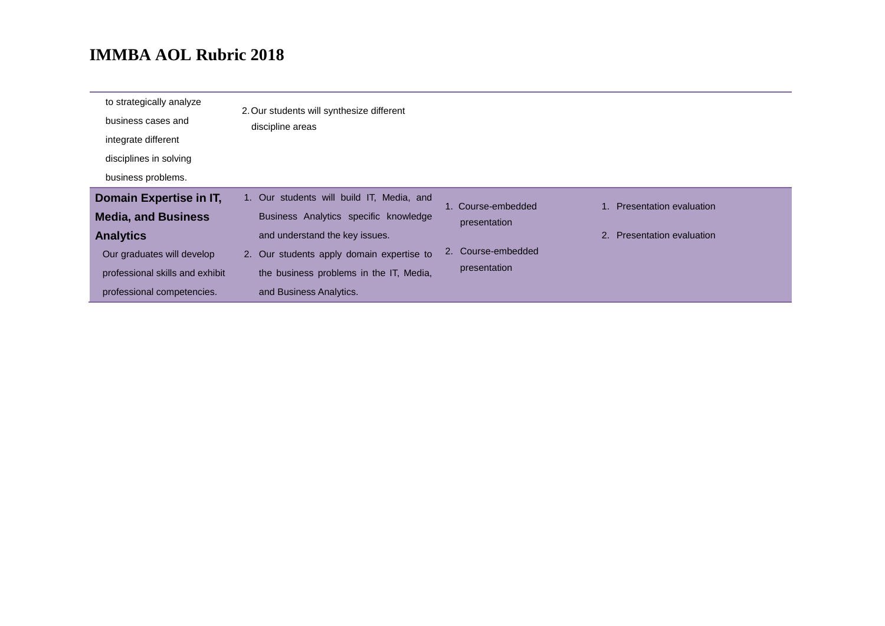# IMMBA AOL Rubric 2018

| | | | |
|---|---|---|---|
| to strategically analyze business cases and integrate different disciplines in solving business problems. | 2. Our students will synthesize different discipline areas | | |
| **Domain Expertise in IT, Media, and Business Analytics** Our graduates will develop professional skills and exhibit professional competencies. | 1. Our students will build IT, Media, and Business Analytics specific knowledge and understand the key issues. 2. Our students apply domain expertise to the business problems in the IT, Media, and Business Analytics. | 1. Course-embedded presentation 2. Course-embedded presentation | 1. Presentation evaluation 2. Presentation evaluation |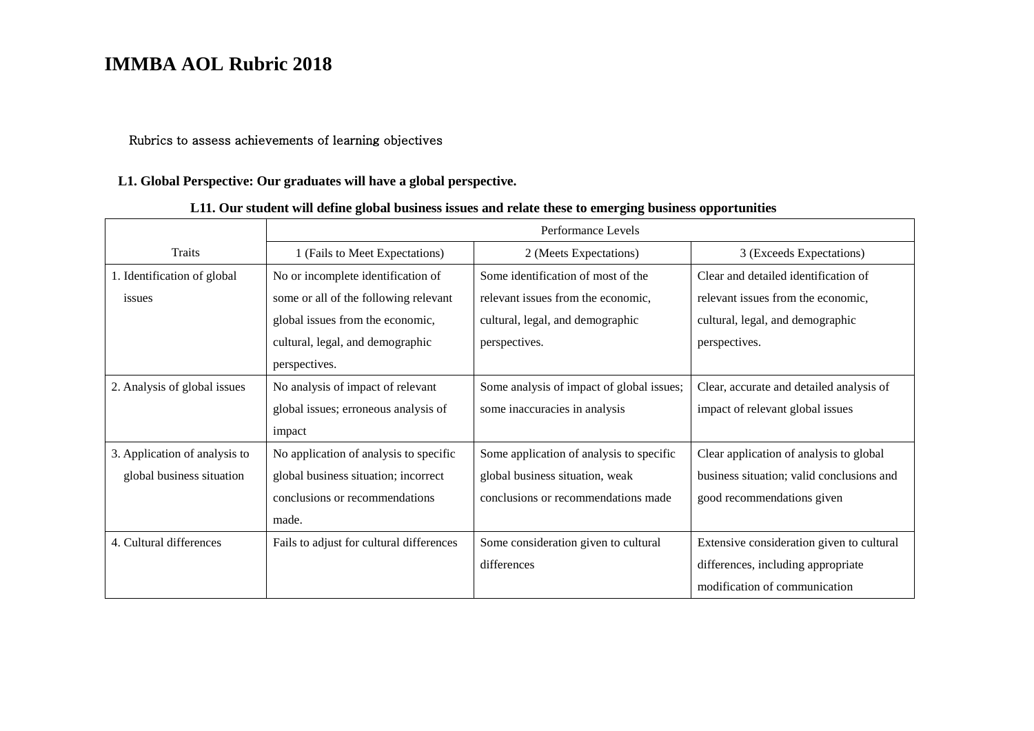# IMMBA AOL Rubric 2018

Rubrics to assess achievements of learning objectives

**L1. Global Perspective: Our graduates will have a global perspective.**

**L11. Our student will define global business issues and relate these to emerging business opportunities**

| Traits | Performance Levels | | |
|---|---|---|---|
| | 1 (Fails to Meet Expectations) | 2 (Meets Expectations) | 3 (Exceeds Expectations) |
| 1. Identification of global issues | No or incomplete identification of some or all of the following relevant global issues from the economic, cultural, legal, and demographic perspectives. | Some identification of most of the relevant issues from the economic, cultural, legal, and demographic perspectives. | Clear and detailed identification of relevant issues from the economic, cultural, legal, and demographic perspectives. |
| 2. Analysis of global issues | No analysis of impact of relevant global issues; erroneous analysis of impact | Some analysis of impact of global issues; some inaccuracies in analysis | Clear, accurate and detailed analysis of impact of relevant global issues |
| 3. Application of analysis to global business situation | No application of analysis to specific global business situation; incorrect conclusions or recommendations made. | Some application of analysis to specific global business situation, weak conclusions or recommendations made | Clear application of analysis to global business situation; valid conclusions and good recommendations given |
| 4. Cultural differences | Fails to adjust for cultural differences | Some consideration given to cultural differences | Extensive consideration given to cultural differences, including appropriate modification of communication |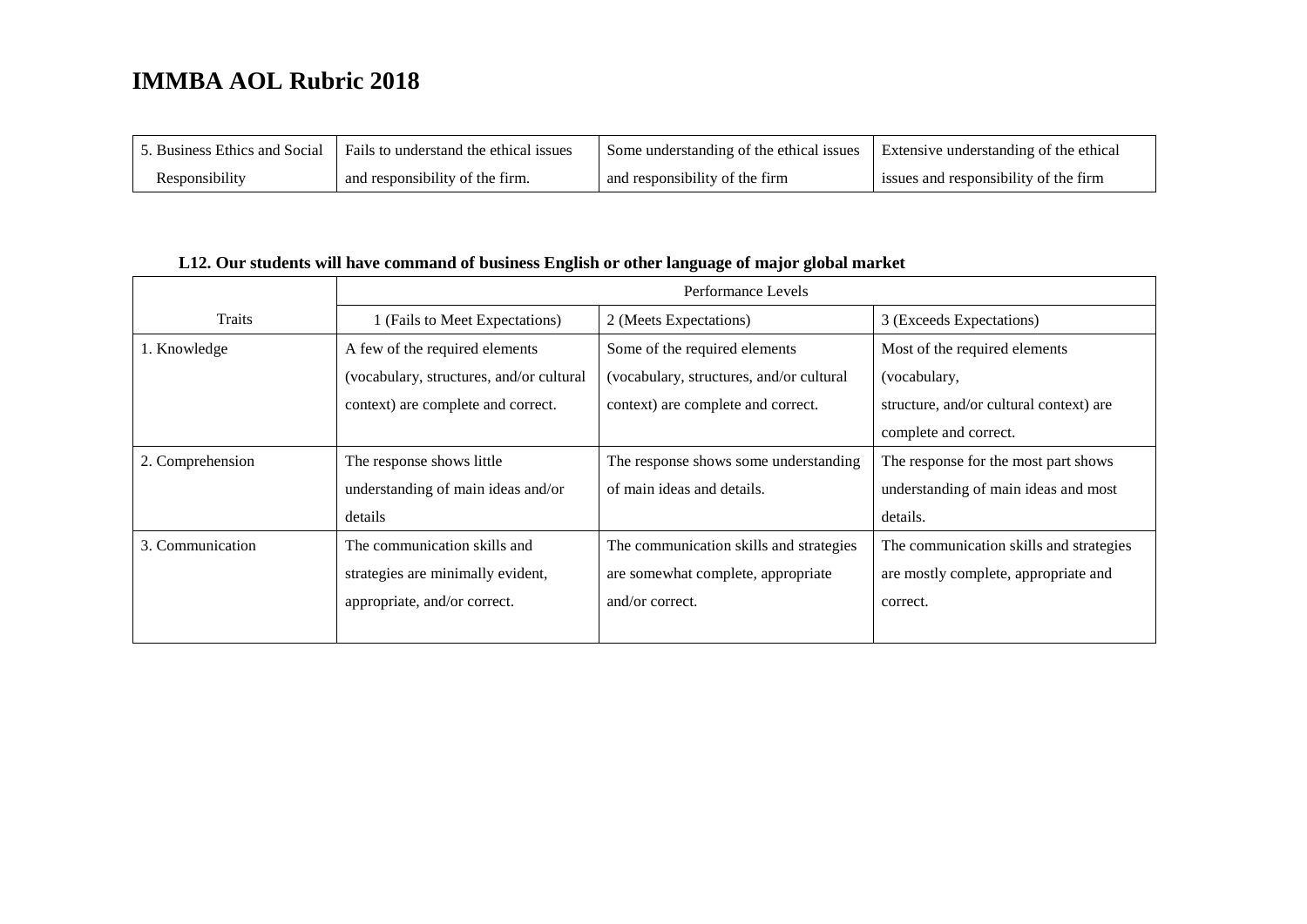# IMMBA AOL Rubric 2018

| | | | |
|---|---|---|---|
| 5. Business Ethics and Social Responsibility | Fails to understand the ethical issues and responsibility of the firm. | Some understanding of the ethical issues and responsibility of the firm | Extensive understanding of the ethical issues and responsibility of the firm |

**L12. Our students will have command of business English or other language of major global market**

| Traits | Performance Levels | | |
|---|---|---|---|
| | 1 (Fails to Meet Expectations) | 2 (Meets Expectations) | 3 (Exceeds Expectations) |
| 1. Knowledge | A few of the required elements (vocabulary, structures, and/or cultural context) are complete and correct. | Some of the required elements (vocabulary, structures, and/or cultural context) are complete and correct. | Most of the required elements (vocabulary, structure, and/or cultural context) are complete and correct. |
| 2. Comprehension | The response shows little understanding of main ideas and/or details | The response shows some understanding of main ideas and details. | The response for the most part shows understanding of main ideas and most details. |
| 3. Communication | The communication skills and strategies are minimally evident, appropriate, and/or correct. | The communication skills and strategies are somewhat complete, appropriate and/or correct. | The communication skills and strategies are mostly complete, appropriate and correct. |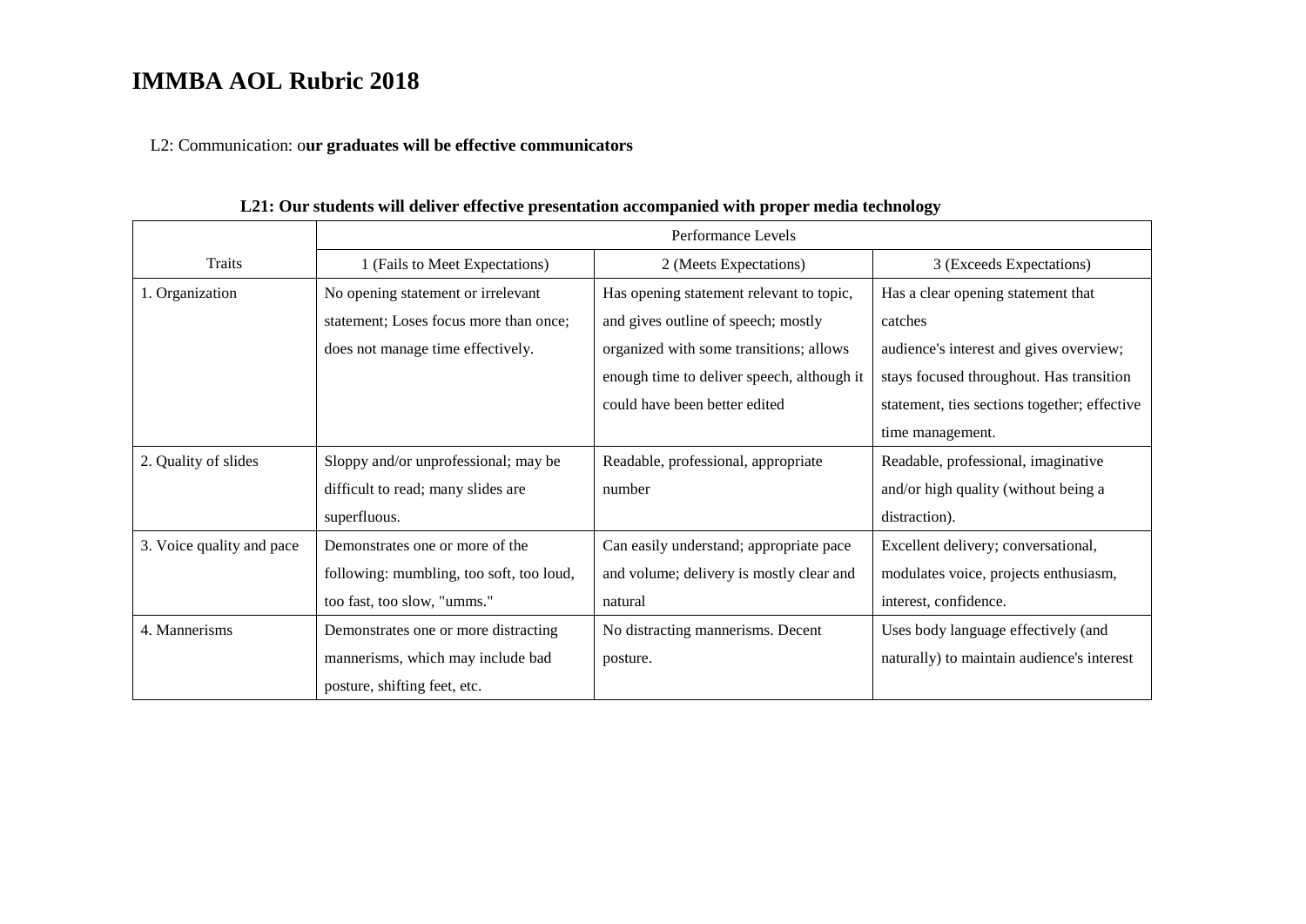# IMMBA AOL Rubric 2018

L2: Communication: o**ur graduates will be effective communicators**

**L21: Our students will deliver effective presentation accompanied with proper media technology**

| | Performance Levels | | |
|---|---|---|---|
| Traits | 1 (Fails to Meet Expectations) | 2 (Meets Expectations) | 3 (Exceeds Expectations) |
| 1. Organization | No opening statement or irrelevant statement; Loses focus more than once; does not manage time effectively. | Has opening statement relevant to topic, and gives outline of speech; mostly organized with some transitions; allows enough time to deliver speech, although it could have been better edited | Has a clear opening statement that catches audience's interest and gives overview; stays focused throughout. Has transition statement, ties sections together; effective time management. |
| 2. Quality of slides | Sloppy and/or unprofessional; may be difficult to read; many slides are superfluous. | Readable, professional, appropriate number | Readable, professional, imaginative and/or high quality (without being a distraction). |
| 3. Voice quality and pace | Demonstrates one or more of the following: mumbling, too soft, too loud, too fast, too slow, "umms." | Can easily understand; appropriate pace and volume; delivery is mostly clear and natural | Excellent delivery; conversational, modulates voice, projects enthusiasm, interest, confidence. |
| 4. Mannerisms | Demonstrates one or more distracting mannerisms, which may include bad posture, shifting feet, etc. | No distracting mannerisms. Decent posture. | Uses body language effectively (and naturally) to maintain audience's interest |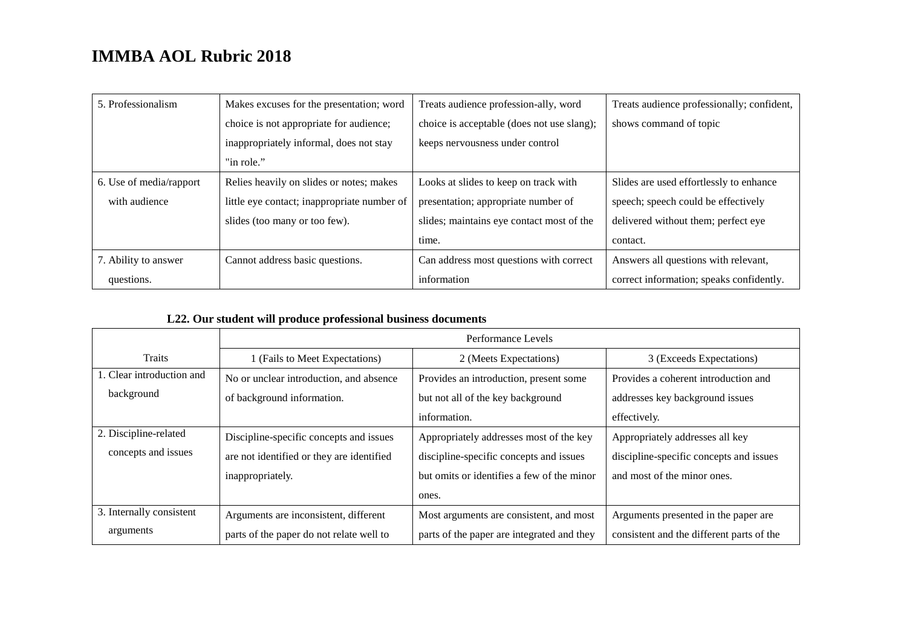# IMMBA AOL Rubric 2018

| | | | |
|---|---|---|---|
| 5. Professionalism | Makes excuses for the presentation; word choice is not appropriate for audience; inappropriately informal, does not stay "in role." | Treats audience profession-ally, word choice is acceptable (does not use slang); keeps nervousness under control | Treats audience professionally; confident, shows command of topic |
| 6. Use of media/rapport with audience | Relies heavily on slides or notes; makes little eye contact; inappropriate number of slides (too many or too few). | Looks at slides to keep on track with presentation; appropriate number of slides; maintains eye contact most of the time. | Slides are used effortlessly to enhance speech; speech could be effectively delivered without them; perfect eye contact. |
| 7. Ability to answer questions. | Cannot address basic questions. | Can address most questions with correct information | Answers all questions with relevant, correct information; speaks confidently. |

**L22. Our student will produce professional business documents**

| | Performance Levels | | |
|---|---|---|---|
| Traits | 1 (Fails to Meet Expectations) | 2 (Meets Expectations) | 3 (Exceeds Expectations) |
| 1. Clear introduction and background | No or unclear introduction, and absence of background information. | Provides an introduction, present some but not all of the key background information. | Provides a coherent introduction and addresses key background issues effectively. |
| 2. Discipline-related concepts and issues | Discipline-specific concepts and issues are not identified or they are identified inappropriately. | Appropriately addresses most of the key discipline-specific concepts and issues but omits or identifies a few of the minor ones. | Appropriately addresses all key discipline-specific concepts and issues and most of the minor ones. |
| 3. Internally consistent arguments | Arguments are inconsistent, different parts of the paper do not relate well to | Most arguments are consistent, and most parts of the paper are integrated and they | Arguments presented in the paper are consistent and the different parts of the |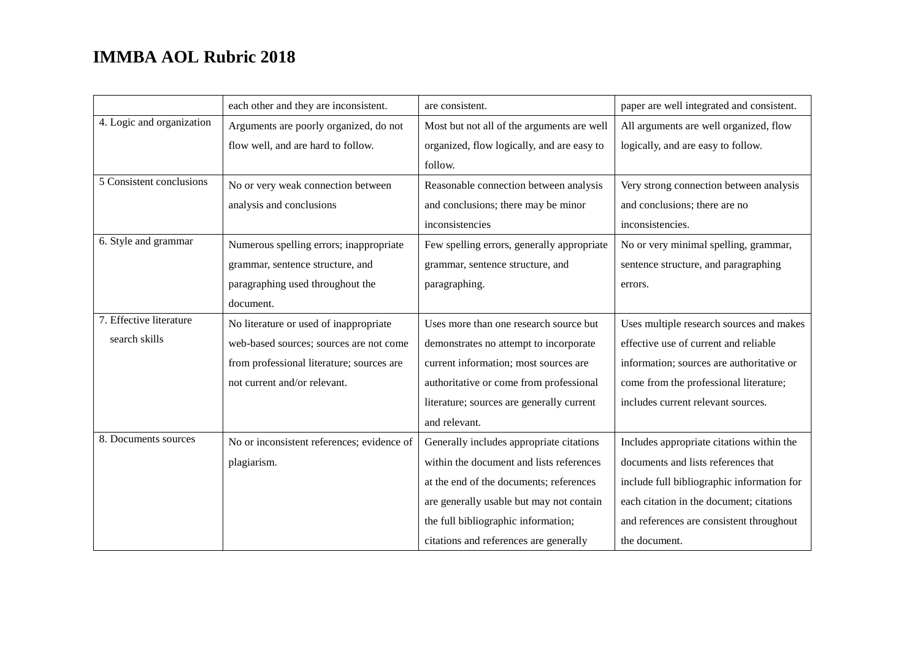# IMMBA AOL Rubric 2018

| | | | |
|---|---|---|---|
| | each other and they are inconsistent. | are consistent. | paper are well integrated and consistent. |
| 4. Logic and organization | Arguments are poorly organized, do not flow well, and are hard to follow. | Most but not all of the arguments are well organized, flow logically, and are easy to follow. | All arguments are well organized, flow logically, and are easy to follow. |
| 5 Consistent conclusions | No or very weak connection between analysis and conclusions | Reasonable connection between analysis and conclusions; there may be minor inconsistencies | Very strong connection between analysis and conclusions; there are no inconsistencies. |
| 6. Style and grammar | Numerous spelling errors; inappropriate grammar, sentence structure, and paragraphing used throughout the document. | Few spelling errors, generally appropriate grammar, sentence structure, and paragraphing. | No or very minimal spelling, grammar, sentence structure, and paragraphing errors. |
| 7. Effective literature search skills | No literature or used of inappropriate web-based sources; sources are not come from professional literature; sources are not current and/or relevant. | Uses more than one research source but demonstrates no attempt to incorporate current information; most sources are authoritative or come from professional literature; sources are generally current and relevant. | Uses multiple research sources and makes effective use of current and reliable information; sources are authoritative or come from the professional literature; includes current relevant sources. |
| 8. Documents sources | No or inconsistent references; evidence of plagiarism. | Generally includes appropriate citations within the document and lists references at the end of the documents; references are generally usable but may not contain the full bibliographic information; citations and references are generally | Includes appropriate citations within the documents and lists references that include full bibliographic information for each citation in the document; citations and references are consistent throughout the document. |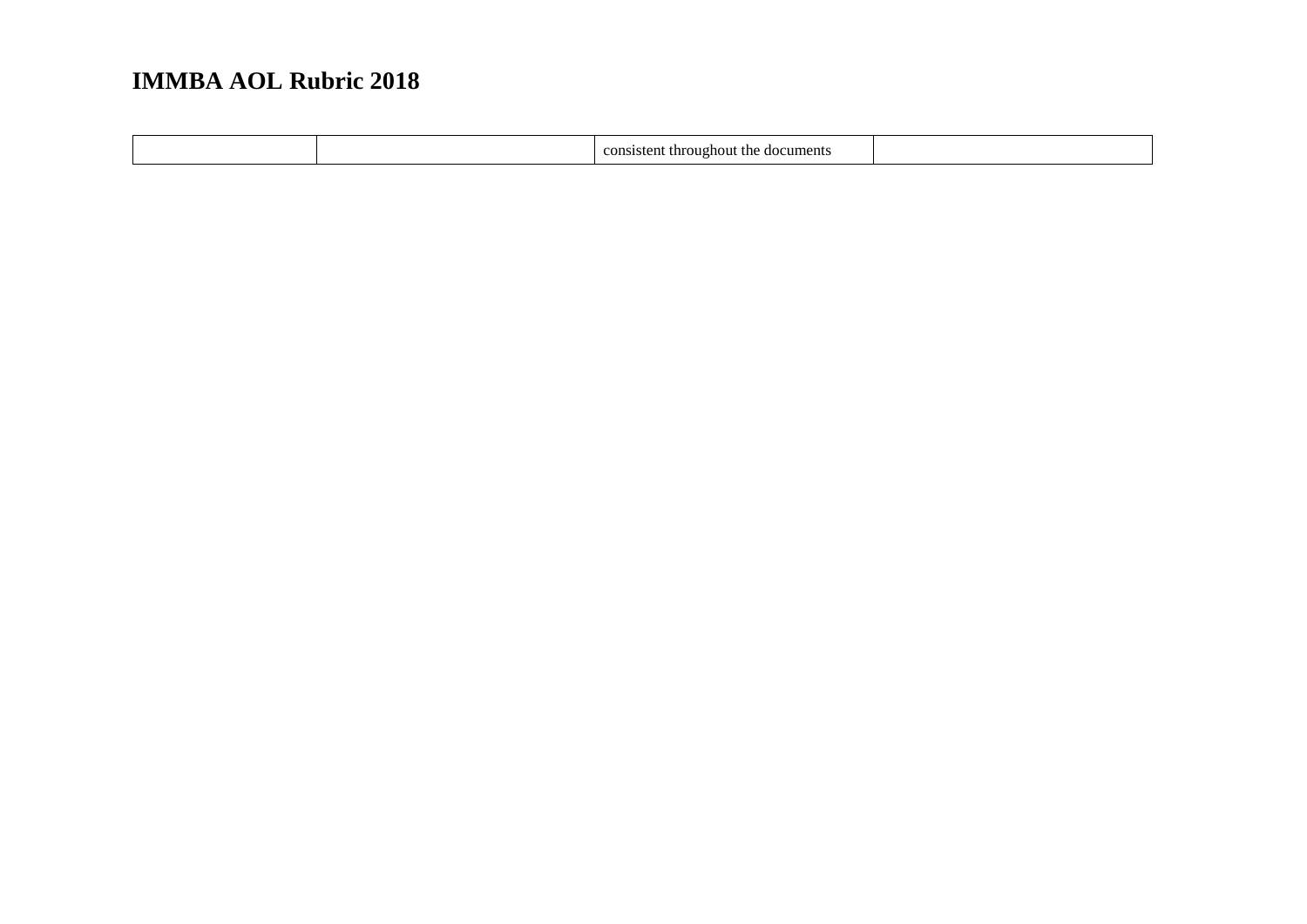| | | consistent throughout the documents | |
|---|---|---|---|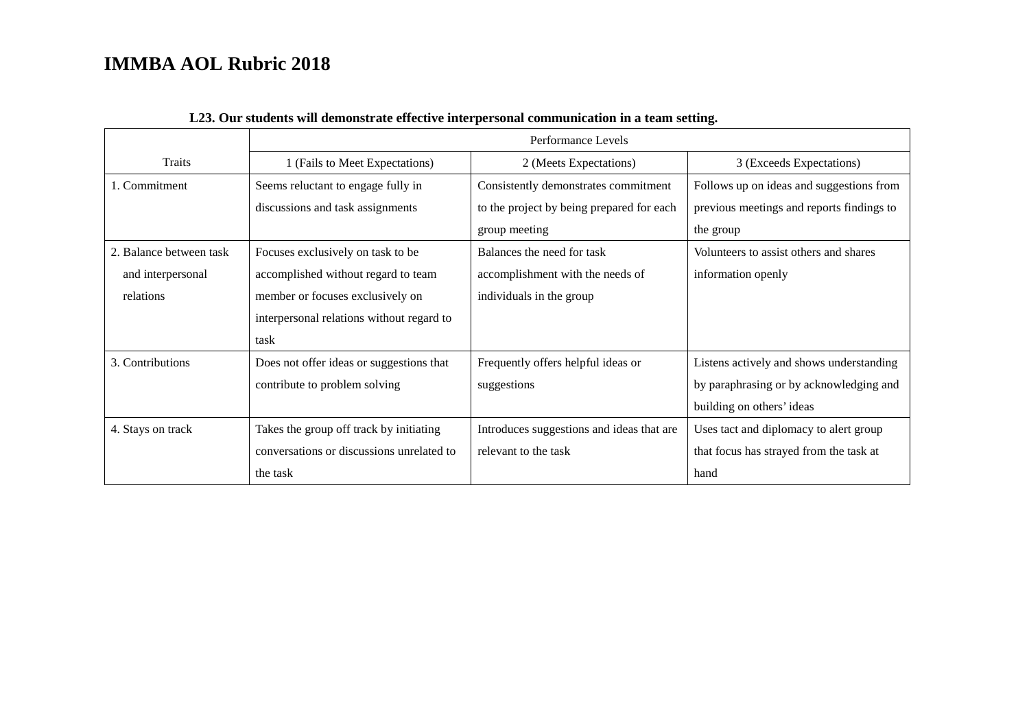# IMMBA AOL Rubric 2018

**L23. Our students will demonstrate effective interpersonal communication in a team setting.**

| | Performance Levels | | |
|---|---|---|---|
| Traits | 1 (Fails to Meet Expectations) | 2 (Meets Expectations) | 3 (Exceeds Expectations) |
| 1. Commitment | Seems reluctant to engage fully in discussions and task assignments | Consistently demonstrates commitment to the project by being prepared for each group meeting | Follows up on ideas and suggestions from previous meetings and reports findings to the group |
| 2. Balance between task and interpersonal relations | Focuses exclusively on task to be accomplished without regard to team member or focuses exclusively on interpersonal relations without regard to task | Balances the need for task accomplishment with the needs of individuals in the group | Volunteers to assist others and shares information openly |
| 3. Contributions | Does not offer ideas or suggestions that contribute to problem solving | Frequently offers helpful ideas or suggestions | Listens actively and shows understanding by paraphrasing or by acknowledging and building on others' ideas |
| 4. Stays on track | Takes the group off track by initiating conversations or discussions unrelated to the task | Introduces suggestions and ideas that are relevant to the task | Uses tact and diplomacy to alert group that focus has strayed from the task at hand |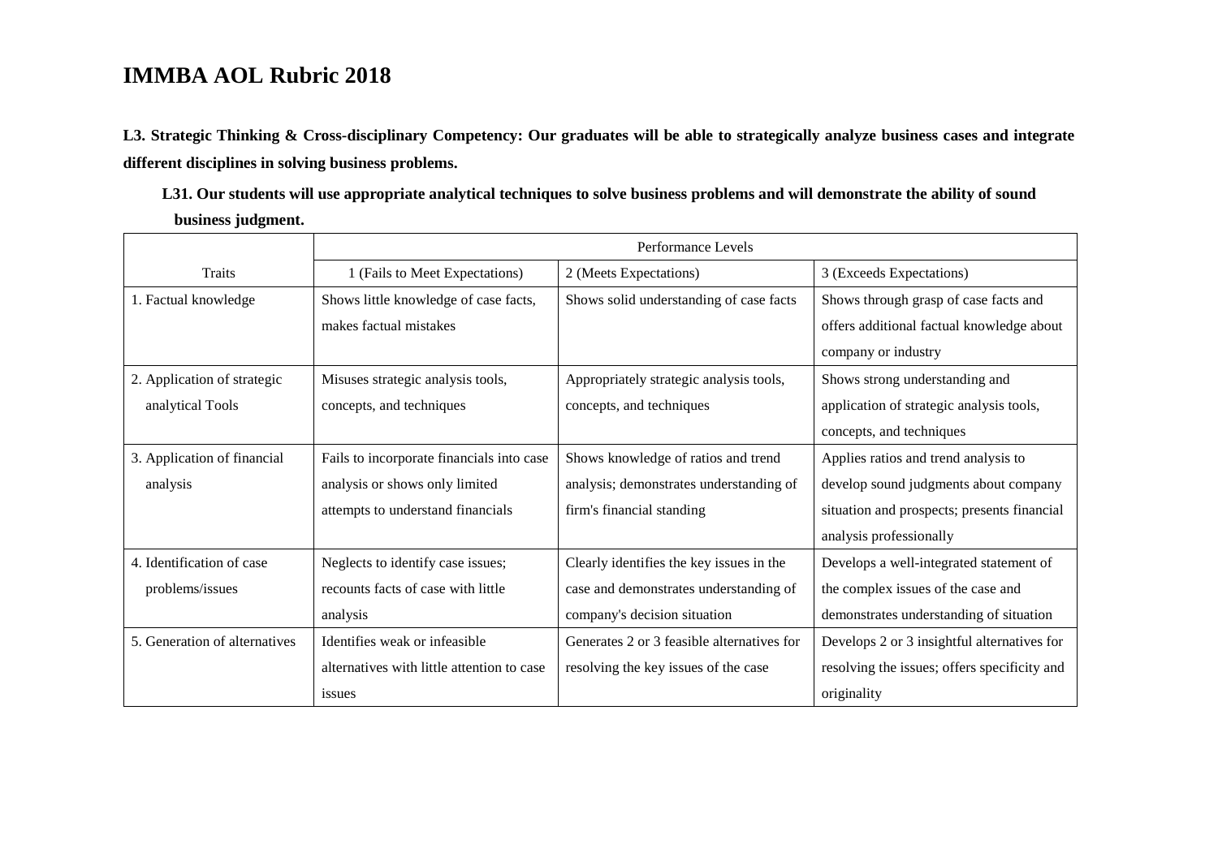# IMMBA AOL Rubric 2018

**L3. Strategic Thinking & Cross-disciplinary Competency: Our graduates will be able to strategically analyze business cases and integrate different disciplines in solving business problems.**

**L31. Our students will use appropriate analytical techniques to solve business problems and will demonstrate the ability of sound business judgment.**

| | Performance Levels | | |
|---|---|---|---|
| Traits | 1 (Fails to Meet Expectations) | 2 (Meets Expectations) | 3 (Exceeds Expectations) |
| 1. Factual knowledge | Shows little knowledge of case facts, makes factual mistakes | Shows solid understanding of case facts | Shows through grasp of case facts and offers additional factual knowledge about company or industry |
| 2. Application of strategic analytical Tools | Misuses strategic analysis tools, concepts, and techniques | Appropriately strategic analysis tools, concepts, and techniques | Shows strong understanding and application of strategic analysis tools, concepts, and techniques |
| 3. Application of financial analysis | Fails to incorporate financials into case analysis or shows only limited attempts to understand financials | Shows knowledge of ratios and trend analysis; demonstrates understanding of firm's financial standing | Applies ratios and trend analysis to develop sound judgments about company situation and prospects; presents financial analysis professionally |
| 4. Identification of case problems/issues | Neglects to identify case issues; recounts facts of case with little analysis | Clearly identifies the key issues in the case and demonstrates understanding of company's decision situation | Develops a well-integrated statement of the complex issues of the case and demonstrates understanding of situation |
| 5. Generation of alternatives | Identifies weak or infeasible alternatives with little attention to case issues | Generates 2 or 3 feasible alternatives for resolving the key issues of the case | Develops 2 or 3 insightful alternatives for resolving the issues; offers specificity and originality |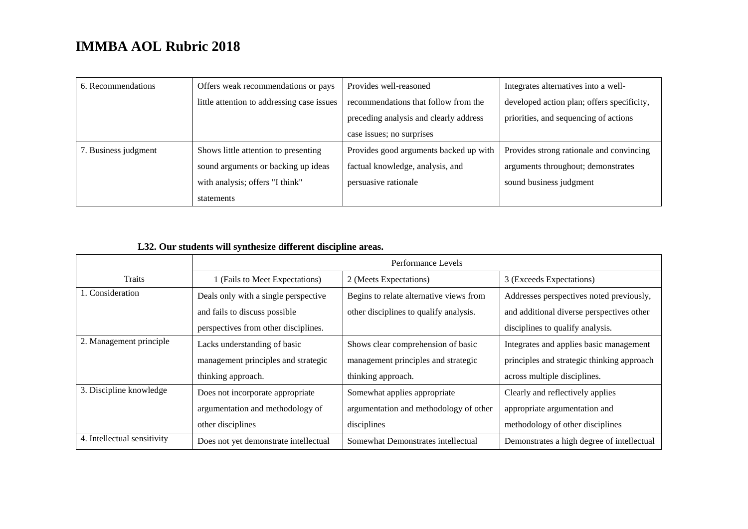# IMMBA AOL Rubric 2018

| | | | |
|---|---|---|---|
| 6. Recommendations | Offers weak recommendations or pays little attention to addressing case issues | Provides well-reasoned recommendations that follow from the preceding analysis and clearly address case issues; no surprises | Integrates alternatives into a well-developed action plan; offers specificity, priorities, and sequencing of actions |
| 7. Business judgment | Shows little attention to presenting sound arguments or backing up ideas with analysis; offers "I think" statements | Provides good arguments backed up with factual knowledge, analysis, and persuasive rationale | Provides strong rationale and convincing arguments throughout; demonstrates sound business judgment |

**L32. Our students will synthesize different discipline areas.**

| | Performance Levels | | |
|---|---|---|---|
| Traits | 1 (Fails to Meet Expectations) | 2 (Meets Expectations) | 3 (Exceeds Expectations) |
| 1. Consideration | Deals only with a single perspective and fails to discuss possible perspectives from other disciplines. | Begins to relate alternative views from other disciplines to qualify analysis. | Addresses perspectives noted previously, and additional diverse perspectives other disciplines to qualify analysis. |
| 2. Management principle | Lacks understanding of basic management principles and strategic thinking approach. | Shows clear comprehension of basic management principles and strategic thinking approach. | Integrates and applies basic management principles and strategic thinking approach across multiple disciplines. |
| 3. Discipline knowledge | Does not incorporate appropriate argumentation and methodology of other disciplines | Somewhat applies appropriate argumentation and methodology of other disciplines | Clearly and reflectively applies appropriate argumentation and methodology of other disciplines |
| 4. Intellectual sensitivity | Does not yet demonstrate intellectual | Somewhat Demonstrates intellectual | Demonstrates a high degree of intellectual |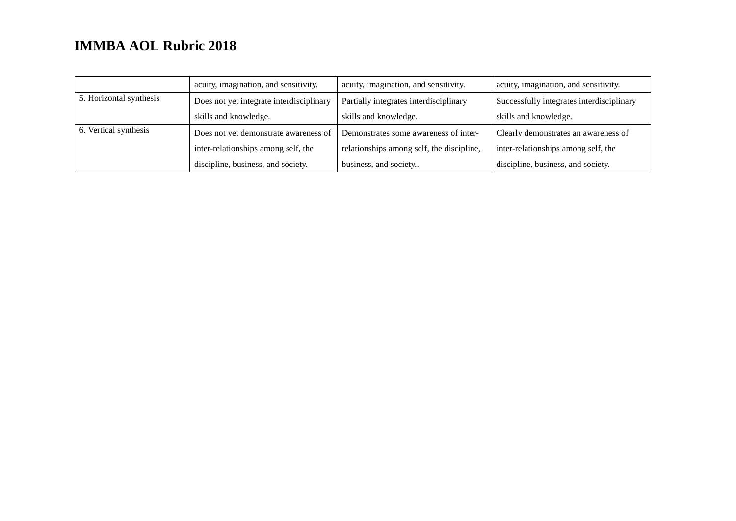# IMMBA AOL Rubric 2018

| | | | |
|---|---|---|---|
| | acuity, imagination, and sensitivity. | acuity, imagination, and sensitivity. | acuity, imagination, and sensitivity. |
| 5. Horizontal synthesis | Does not yet integrate interdisciplinary skills and knowledge. | Partially integrates interdisciplinary skills and knowledge. | Successfully integrates interdisciplinary skills and knowledge. |
| 6. Vertical synthesis | Does not yet demonstrate awareness of inter-relationships among self, the discipline, business, and society. | Demonstrates some awareness of inter-relationships among self, the discipline, business, and society.. | Clearly demonstrates an awareness of inter-relationships among self, the discipline, business, and society. |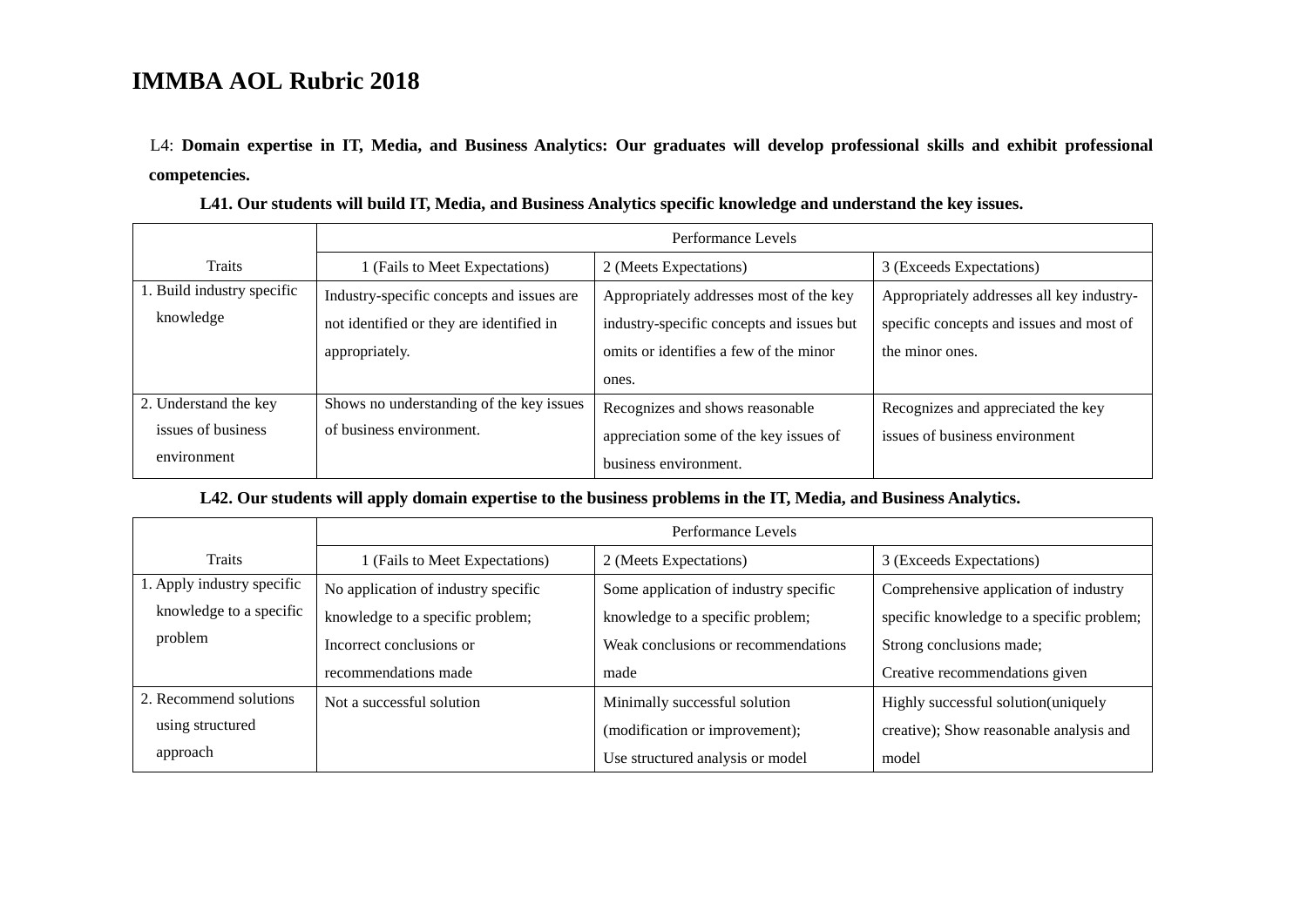# IMMBA AOL Rubric 2018

L4: **Domain expertise in IT, Media, and Business Analytics: Our graduates will develop professional skills and exhibit professional competencies.**

**L41. Our students will build IT, Media, and Business Analytics specific knowledge and understand the key issues.**

| Traits | Performance Levels | | |
|---|---|---|---|
| | 1 (Fails to Meet Expectations) | 2 (Meets Expectations) | 3 (Exceeds Expectations) |
| 1. Build industry specific knowledge | Industry-specific concepts and issues are not identified or they are identified in appropriately. | Appropriately addresses most of the key industry-specific concepts and issues but omits or identifies a few of the minor ones. | Appropriately addresses all key industry-specific concepts and issues and most of the minor ones. |
| 2. Understand the key issues of business environment | Shows no understanding of the key issues of business environment. | Recognizes and shows reasonable appreciation some of the key issues of business environment. | Recognizes and appreciated the key issues of business environment |

**L42. Our students will apply domain expertise to the business problems in the IT, Media, and Business Analytics.**

| Traits | Performance Levels | | |
|---|---|---|---|
| | 1 (Fails to Meet Expectations) | 2 (Meets Expectations) | 3 (Exceeds Expectations) |
| 1. Apply industry specific knowledge to a specific problem | No application of industry specific knowledge to a specific problem; Incorrect conclusions or recommendations made | Some application of industry specific knowledge to a specific problem; Weak conclusions or recommendations made | Comprehensive application of industry specific knowledge to a specific problem; Strong conclusions made; Creative recommendations given |
| 2. Recommend solutions using structured approach | Not a successful solution | Minimally successful solution (modification or improvement); Use structured analysis or model | Highly successful solution(uniquely creative); Show reasonable analysis and model |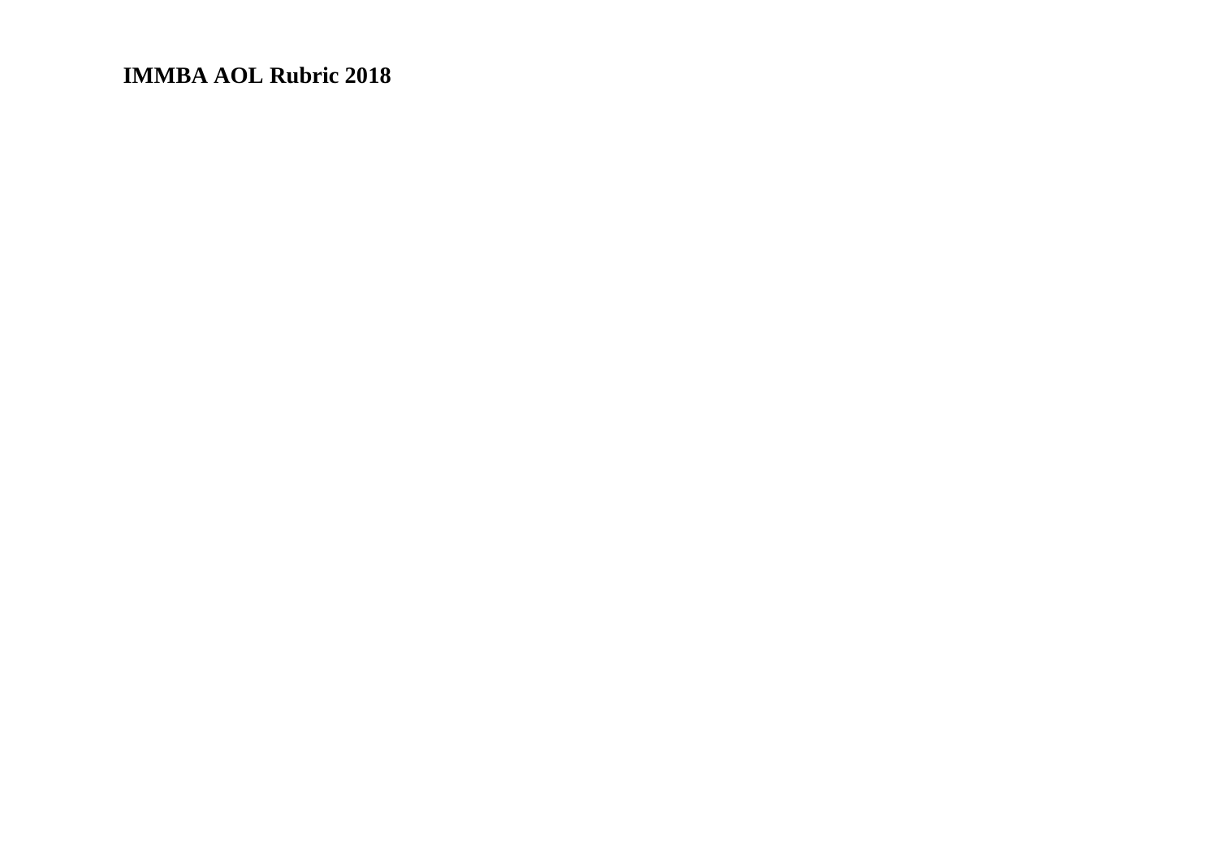**IMMBA AOL Rubric 2018**